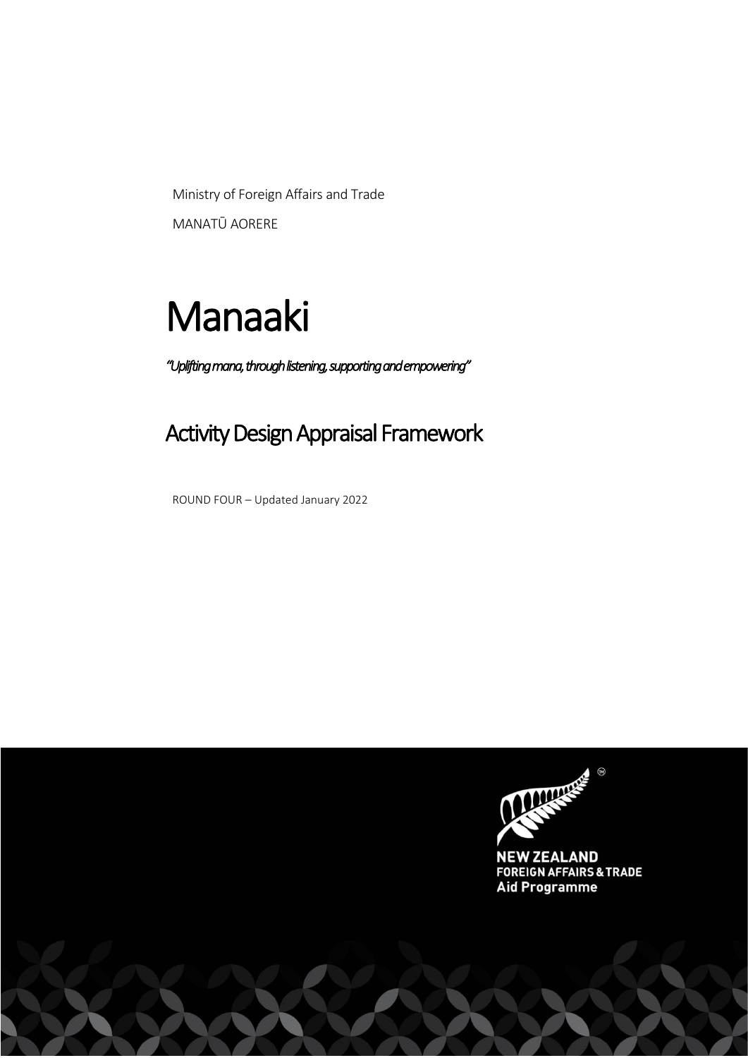Ministry of Foreign Affairs and Trade

MANATŪ AORERE

# Manaaki

*"Uplifting mana, through listening, supporting and empowering"*

## Activity Design Appraisal Framework

ROUND FOUR – Updated January 2022

NEW ZEALAND
FOREIGN AFFAIRS & TRADE
Aid Programme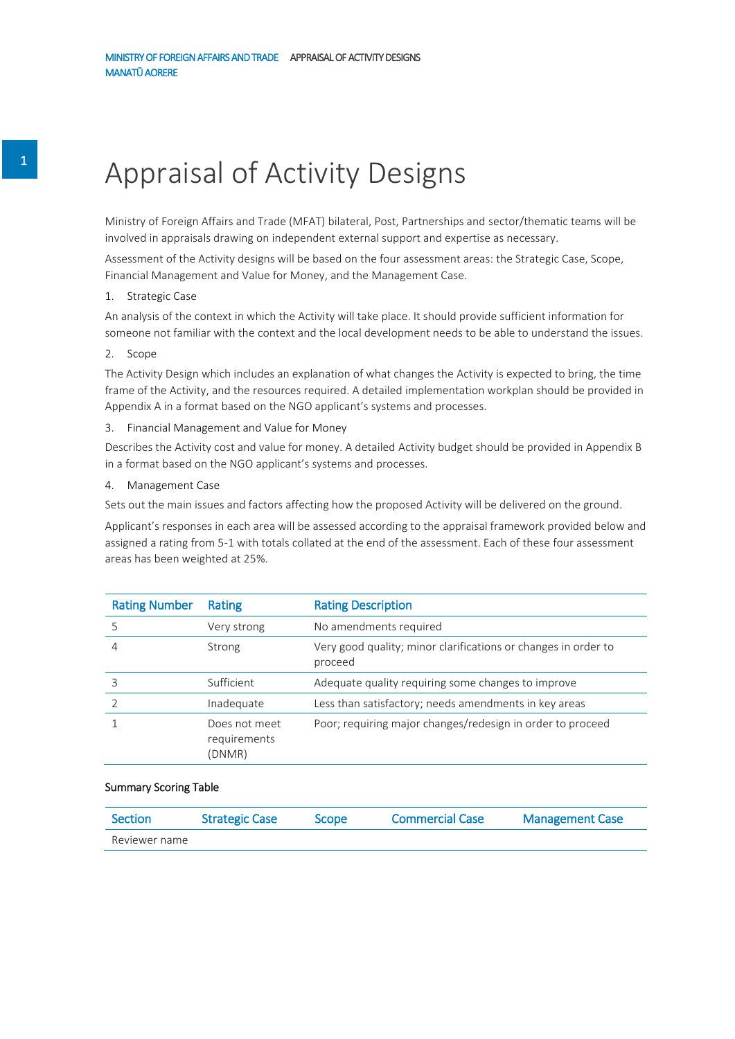# Appraisal of Activity Designs

Ministry of Foreign Affairs and Trade (MFAT) bilateral, Post, Partnerships and sector/thematic teams will be involved in appraisals drawing on independent external support and expertise as necessary.

Assessment of the Activity designs will be based on the four assessment areas: the Strategic Case, Scope, Financial Management and Value for Money, and the Management Case.

1. Strategic Case

An analysis of the context in which the Activity will take place. It should provide sufficient information for someone not familiar with the context and the local development needs to be able to understand the issues.

2. Scope

The Activity Design which includes an explanation of what changes the Activity is expected to bring, the time frame of the Activity, and the resources required. A detailed implementation workplan should be provided in Appendix A in a format based on the NGO applicant's systems and processes.

3. Financial Management and Value for Money

Describes the Activity cost and value for money. A detailed Activity budget should be provided in Appendix B in a format based on the NGO applicant's systems and processes.

4. Management Case

Sets out the main issues and factors affecting how the proposed Activity will be delivered on the ground.

Applicant's responses in each area will be assessed according to the appraisal framework provided below and assigned a rating from 5-1 with totals collated at the end of the assessment. Each of these four assessment areas has been weighted at 25%.

| Rating Number | Rating | Rating Description |
|---|---|---|
| 5 | Very strong | No amendments required |
| 4 | Strong | Very good quality; minor clarifications or changes in order to proceed |
| 3 | Sufficient | Adequate quality requiring some changes to improve |
| 2 | Inadequate | Less than satisfactory; needs amendments in key areas |
| 1 | Does not meet requirements (DNMR) | Poor; requiring major changes/redesign in order to proceed |

**Summary Scoring Table**

| Section | Strategic Case | Scope | Commercial Case | Management Case |
|---|---|---|---|---|
| Reviewer name | | | | |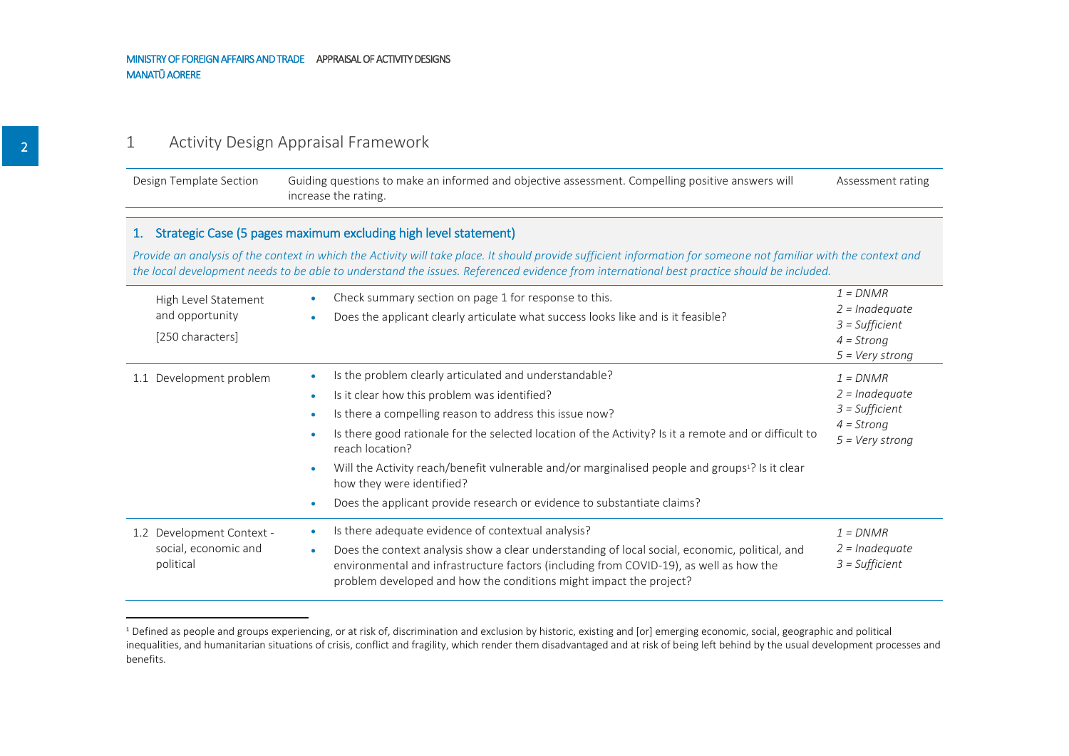# 1 Activity Design Appraisal Framework

| Design Template Section | Guiding questions to make an informed and objective assessment. Compelling positive answers will increase the rating. | Assessment rating |
| --- | --- | --- |
| **1. Strategic Case (5 pages maximum excluding high level statement)** | | |
| *Provide an analysis of the context in which the Activity will take place. It should provide sufficient information for someone not familiar with the context and the local development needs to be able to understand the issues. Referenced evidence from international best practice should be included.* | | |
| High Level Statement and opportunity [250 characters] | • Check summary section on page 1 for response to this.<br>• Does the applicant clearly articulate what success looks like and is it feasible? | *1 = DNMR*<br>*2 = Inadequate*<br>*3 = Sufficient*<br>*4 = Strong*<br>*5 = Very strong* |
| 1.1 Development problem | • Is the problem clearly articulated and understandable?<br>• Is it clear how this problem was identified?<br>• Is there a compelling reason to address this issue now?<br>• Is there good rationale for the selected location of the Activity? Is it a remote and or difficult to reach location?<br>• Will the Activity reach/benefit vulnerable and/or marginalised people and groups[1]? Is it clear how they were identified?<br>• Does the applicant provide research or evidence to substantiate claims? | *1 = DNMR*<br>*2 = Inadequate*<br>*3 = Sufficient*<br>*4 = Strong*<br>*5 = Very strong* |
| 1.2 Development Context - social, economic and political | • Is there adequate evidence of contextual analysis?<br>• Does the context analysis show a clear understanding of local social, economic, political, and environmental and infrastructure factors (including from COVID-19), as well as how the problem developed and how the conditions might impact the project? | *1 = DNMR*<br>*2 = Inadequate*<br>*3 = Sufficient* |

[1] Defined as people and groups experiencing, or at risk of, discrimination and exclusion by historic, existing and [or] emerging economic, social, geographic and political inequalities, and humanitarian situations of crisis, conflict and fragility, which render them disadvantaged and at risk of being left behind by the usual development processes and benefits.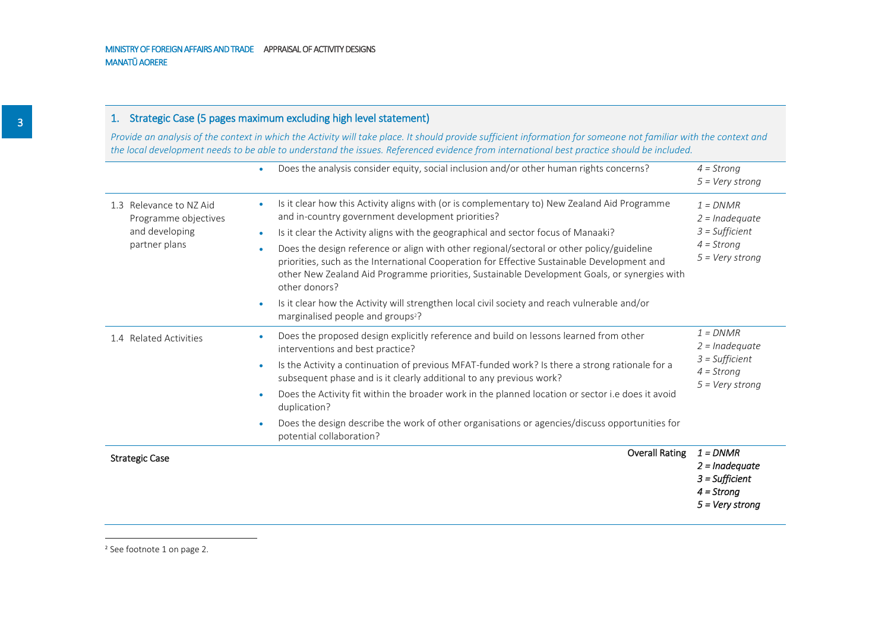## 1. Strategic Case (5 pages maximum excluding high level statement)

*Provide an analysis of the context in which the Activity will take place. It should provide sufficient information for someone not familiar with the context and the local development needs to be able to understand the issues. Referenced evidence from international best practice should be included.*

| | | |
|---|---|---|
| | • Does the analysis consider equity, social inclusion and/or other human rights concerns? | *4 = Strong*<br>*5 = Very strong* |
| 1.3 Relevance to NZ Aid Programme objectives and developing partner plans | • Is it clear how this Activity aligns with (or is complementary to) New Zealand Aid Programme and in-country government development priorities?<br>• Is it clear the Activity aligns with the geographical and sector focus of Manaaki?<br>• Does the design reference or align with other regional/sectoral or other policy/guideline priorities, such as the International Cooperation for Effective Sustainable Development and other New Zealand Aid Programme priorities, Sustainable Development Goals, or synergies with other donors?<br>• Is it clear how the Activity will strengthen local civil society and reach vulnerable and/or marginalised people and groups[2]? | *1 = DNMR*<br>*2 = Inadequate*<br>*3 = Sufficient*<br>*4 = Strong*<br>*5 = Very strong* |
| 1.4 Related Activities | • Does the proposed design explicitly reference and build on lessons learned from other interventions and best practice?<br>• Is the Activity a continuation of previous MFAT-funded work? Is there a strong rationale for a subsequent phase and is it clearly additional to any previous work?<br>• Does the Activity fit within the broader work in the planned location or sector i.e does it avoid duplication?<br>• Does the design describe the work of other organisations or agencies/discuss opportunities for potential collaboration? | *1 = DNMR*<br>*2 = Inadequate*<br>*3 = Sufficient*<br>*4 = Strong*<br>*5 = Very strong* |
| **Strategic Case** | **Overall Rating** | ***1 = DNMR***<br>***2 = Inadequate***<br>***3 = Sufficient***<br>***4 = Strong***<br>***5 = Very strong*** |

[2] See footnote 1 on page 2.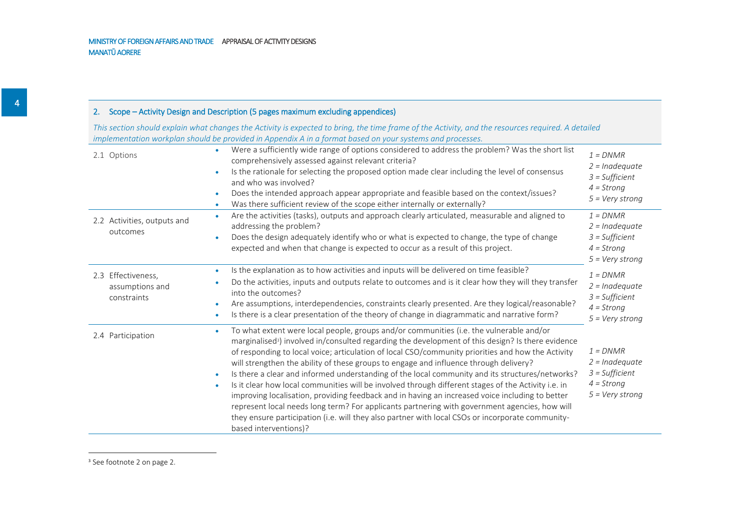## 2. Scope – Activity Design and Description (5 pages maximum excluding appendices)

*This section should explain what changes the Activity is expected to bring, the time frame of the Activity, and the resources required. A detailed implementation workplan should be provided in Appendix A in a format based on your systems and processes.*

| | | |
|---|---|---|
| 2.1 Options | • Were a sufficiently wide range of options considered to address the problem? Was the short list comprehensively assessed against relevant criteria?<br>• Is the rationale for selecting the proposed option made clear including the level of consensus and who was involved?<br>• Does the intended approach appear appropriate and feasible based on the context/issues?<br>• Was there sufficient review of the scope either internally or externally? | *1 = DNMR*<br>*2 = Inadequate*<br>*3 = Sufficient*<br>*4 = Strong*<br>*5 = Very strong* |
| 2.2 Activities, outputs and outcomes | • Are the activities (tasks), outputs and approach clearly articulated, measurable and aligned to addressing the problem?<br>• Does the design adequately identify who or what is expected to change, the type of change expected and when that change is expected to occur as a result of this project. | *1 = DNMR*<br>*2 = Inadequate*<br>*3 = Sufficient*<br>*4 = Strong*<br>*5 = Very strong* |
| 2.3 Effectiveness, assumptions and constraints | • Is the explanation as to how activities and inputs will be delivered on time feasible?<br>• Do the activities, inputs and outputs relate to outcomes and is it clear how they will they transfer into the outcomes?<br>• Are assumptions, interdependencies, constraints clearly presented. Are they logical/reasonable?<br>• Is there is a clear presentation of the theory of change in diagrammatic and narrative form? | *1 = DNMR*<br>*2 = Inadequate*<br>*3 = Sufficient*<br>*4 = Strong*<br>*5 = Very strong* |
| 2.4 Participation | • To what extent were local people, groups and/or communities (i.e. the vulnerable and/or marginalised[3]) involved in/consulted regarding the development of this design? Is there evidence of responding to local voice; articulation of local CSO/community priorities and how the Activity will strengthen the ability of these groups to engage and influence through delivery?<br>• Is there a clear and informed understanding of the local community and its structures/networks?<br>• Is it clear how local communities will be involved through different stages of the Activity i.e. in improving localisation, providing feedback and in having an increased voice including to better represent local needs long term? For applicants partnering with government agencies, how will they ensure participation (i.e. will they also partner with local CSOs or incorporate community-based interventions)? | *1 = DNMR*<br>*2 = Inadequate*<br>*3 = Sufficient*<br>*4 = Strong*<br>*5 = Very strong* |

[3] See footnote 2 on page 2.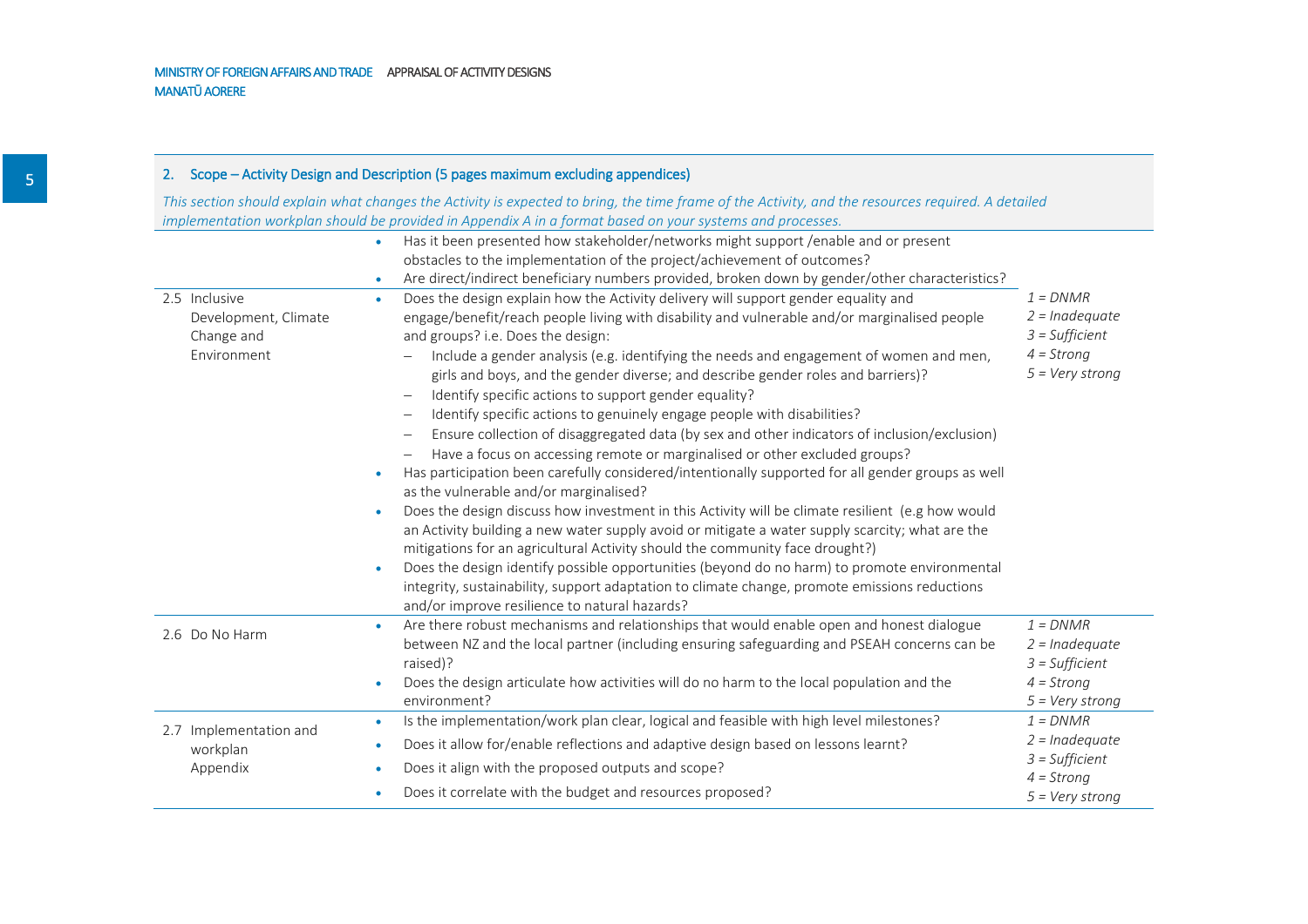## 2. Scope – Activity Design and Description (5 pages maximum excluding appendices)

*This section should explain what changes the Activity is expected to bring, the time frame of the Activity, and the resources required. A detailed implementation workplan should be provided in Appendix A in a format based on your systems and processes.*

| | | |
|---|---|---|
| | • Has it been presented how stakeholder/networks might support /enable and or present obstacles to the implementation of the project/achievement of outcomes?<br>• Are direct/indirect beneficiary numbers provided, broken down by gender/other characteristics? | |
| 2.5 Inclusive Development, Climate Change and Environment | • Does the design explain how the Activity delivery will support gender equality and engage/benefit/reach people living with disability and vulnerable and/or marginalised people and groups? i.e. Does the design:<br>– Include a gender analysis (e.g. identifying the needs and engagement of women and men, girls and boys, and the gender diverse; and describe gender roles and barriers)?<br>– Identify specific actions to support gender equality?<br>– Identify specific actions to genuinely engage people with disabilities?<br>– Ensure collection of disaggregated data (by sex and other indicators of inclusion/exclusion)<br>– Have a focus on accessing remote or marginalised or other excluded groups?<br>• Has participation been carefully considered/intentionally supported for all gender groups as well as the vulnerable and/or marginalised?<br>• Does the design discuss how investment in this Activity will be climate resilient (e.g how would an Activity building a new water supply avoid or mitigate a water supply scarcity; what are the mitigations for an agricultural Activity should the community face drought?)<br>• Does the design identify possible opportunities (beyond do no harm) to promote environmental integrity, sustainability, support adaptation to climate change, promote emissions reductions and/or improve resilience to natural hazards? | *1 = DNMR*<br>*2 = Inadequate*<br>*3 = Sufficient*<br>*4 = Strong*<br>*5 = Very strong* |
| 2.6 Do No Harm | • Are there robust mechanisms and relationships that would enable open and honest dialogue between NZ and the local partner (including ensuring safeguarding and PSEAH concerns can be raised)?<br>• Does the design articulate how activities will do no harm to the local population and the environment? | *1 = DNMR*<br>*2 = Inadequate*<br>*3 = Sufficient*<br>*4 = Strong*<br>*5 = Very strong* |
| 2.7 Implementation and workplan Appendix | • Is the implementation/work plan clear, logical and feasible with high level milestones?<br>• Does it allow for/enable reflections and adaptive design based on lessons learnt?<br>• Does it align with the proposed outputs and scope?<br>• Does it correlate with the budget and resources proposed? | *1 = DNMR*<br>*2 = Inadequate*<br>*3 = Sufficient*<br>*4 = Strong*<br>*5 = Very strong* |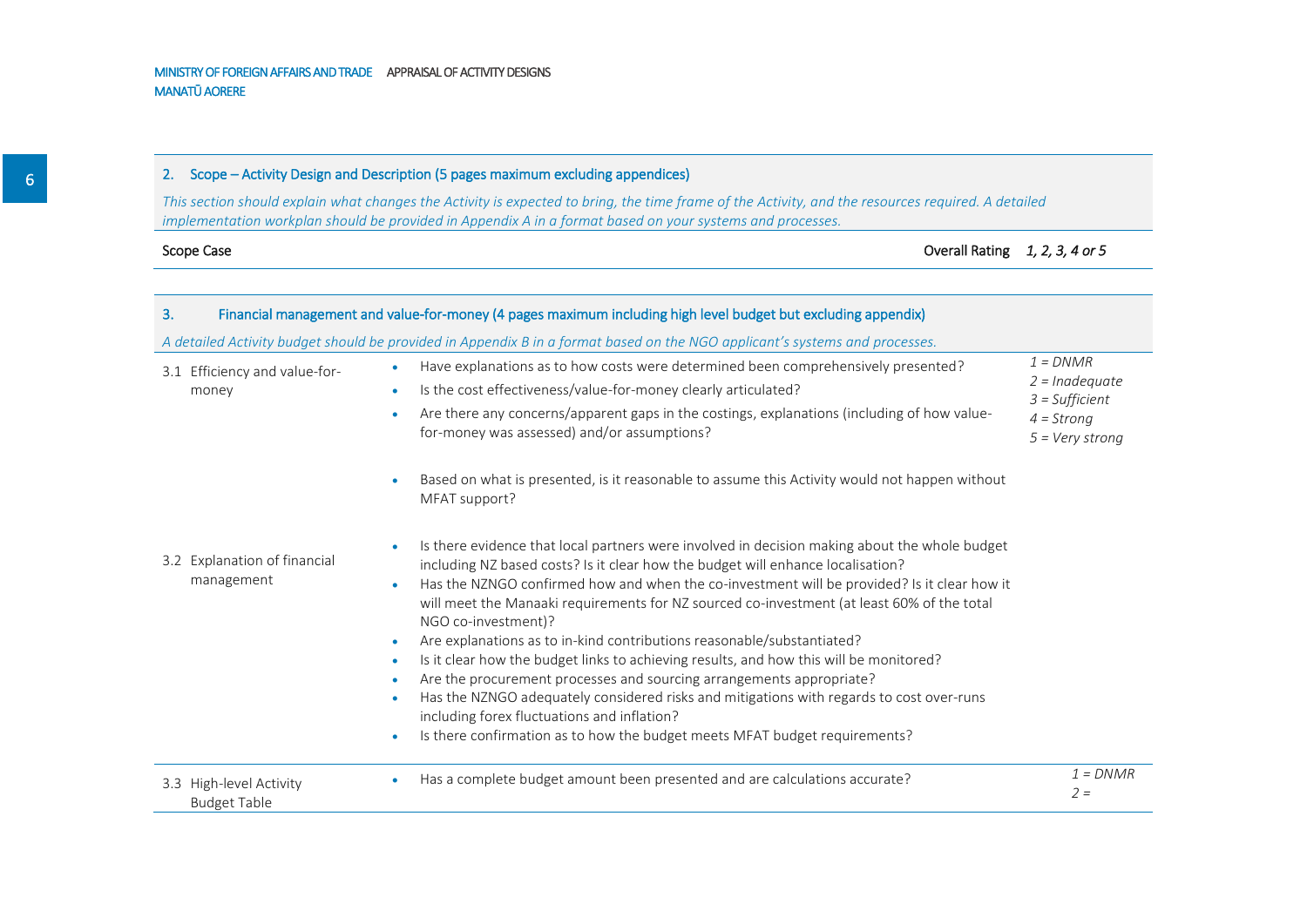## 2. Scope – Activity Design and Description (5 pages maximum excluding appendices)

*This section should explain what changes the Activity is expected to bring, the time frame of the Activity, and the resources required. A detailed implementation workplan should be provided in Appendix A in a format based on your systems and processes.*

| Scope Case | Overall Rating | *1, 2, 3, 4 or 5* |
|---|---|---|

## 3. Financial management and value-for-money (4 pages maximum including high level budget but excluding appendix)

*A detailed Activity budget should be provided in Appendix B in a format based on the NGO applicant's systems and processes.*

| | | |
|---|---|---|
| 3.1 Efficiency and value-for-money | • Have explanations as to how costs were determined been comprehensively presented?<br>• Is the cost effectiveness/value-for-money clearly articulated?<br>• Are there any concerns/apparent gaps in the costings, explanations (including of how value-for-money was assessed) and/or assumptions?<br>• Based on what is presented, is it reasonable to assume this Activity would not happen without MFAT support? | *1 = DNMR*<br>*2 = Inadequate*<br>*3 = Sufficient*<br>*4 = Strong*<br>*5 = Very strong* |
| 3.2 Explanation of financial management | • Is there evidence that local partners were involved in decision making about the whole budget including NZ based costs? Is it clear how the budget will enhance localisation?<br>• Has the NZNGO confirmed how and when the co-investment will be provided? Is it clear how it will meet the Manaaki requirements for NZ sourced co-investment (at least 60% of the total NGO co-investment)?<br>• Are explanations as to in-kind contributions reasonable/substantiated?<br>• Is it clear how the budget links to achieving results, and how this will be monitored?<br>• Are the procurement processes and sourcing arrangements appropriate?<br>• Has the NZNGO adequately considered risks and mitigations with regards to cost over-runs including forex fluctuations and inflation?<br>• Is there confirmation as to how the budget meets MFAT budget requirements? | |
| 3.3 High-level Activity Budget Table | • Has a complete budget amount been presented and are calculations accurate? | *1 = DNMR*<br>*2 =* |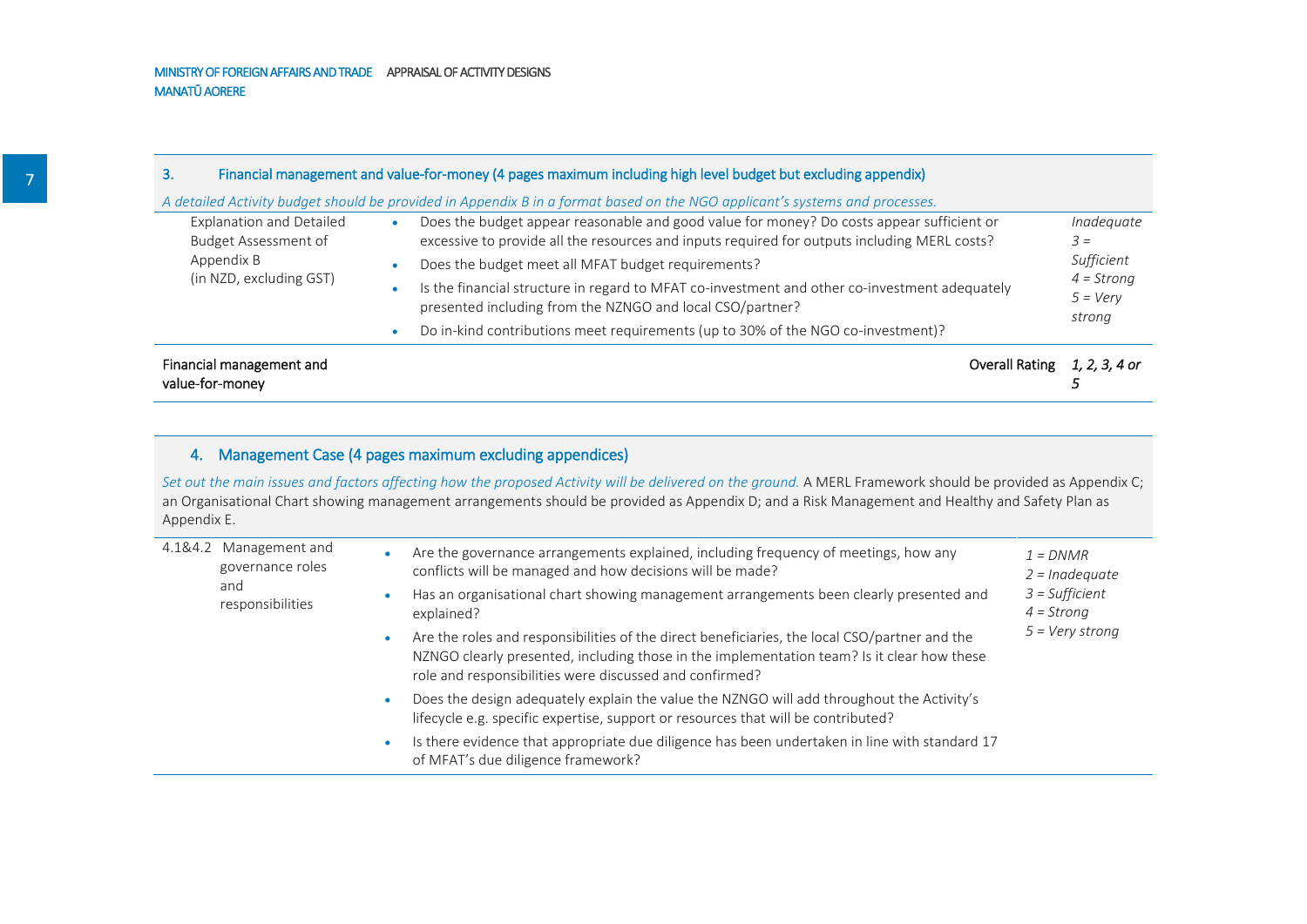## 3. Financial management and value-for-money (4 pages maximum including high level budget but excluding appendix)

*A detailed Activity budget should be provided in Appendix B in a format based on the NGO applicant's systems and processes.*

| | | |
|---|---|---|
| Explanation and Detailed Budget Assessment of Appendix B (in NZD, excluding GST) | • Does the budget appear reasonable and good value for money? Do costs appear sufficient or excessive to provide all the resources and inputs required for outputs including MERL costs?<br>• Does the budget meet all MFAT budget requirements?<br>• Is the financial structure in regard to MFAT co-investment and other co-investment adequately presented including from the NZNGO and local CSO/partner?<br>• Do in-kind contributions meet requirements (up to 30% of the NGO co-investment)? | *Inadequate*<br>*3 = Sufficient*<br>*4 = Strong*<br>*5 = Very strong* |
| Financial management and value-for-money | Overall Rating | *1, 2, 3, 4 or 5* |

## 4. Management Case (4 pages maximum excluding appendices)

*Set out the main issues and factors affecting how the proposed Activity will be delivered on the ground.* A MERL Framework should be provided as Appendix C; an Organisational Chart showing management arrangements should be provided as Appendix D; and a Risk Management and Healthy and Safety Plan as Appendix E.

| | | |
|---|---|---|
| 4.1&4.2 Management and governance roles and responsibilities | • Are the governance arrangements explained, including frequency of meetings, how any conflicts will be managed and how decisions will be made?<br>• Has an organisational chart showing management arrangements been clearly presented and explained?<br>• Are the roles and responsibilities of the direct beneficiaries, the local CSO/partner and the NZNGO clearly presented, including those in the implementation team? Is it clear how these role and responsibilities were discussed and confirmed?<br>• Does the design adequately explain the value the NZNGO will add throughout the Activity's lifecycle e.g. specific expertise, support or resources that will be contributed?<br>• Is there evidence that appropriate due diligence has been undertaken in line with standard 17 of MFAT's due diligence framework? | *1 = DNMR*<br>*2 = Inadequate*<br>*3 = Sufficient*<br>*4 = Strong*<br>*5 = Very strong* |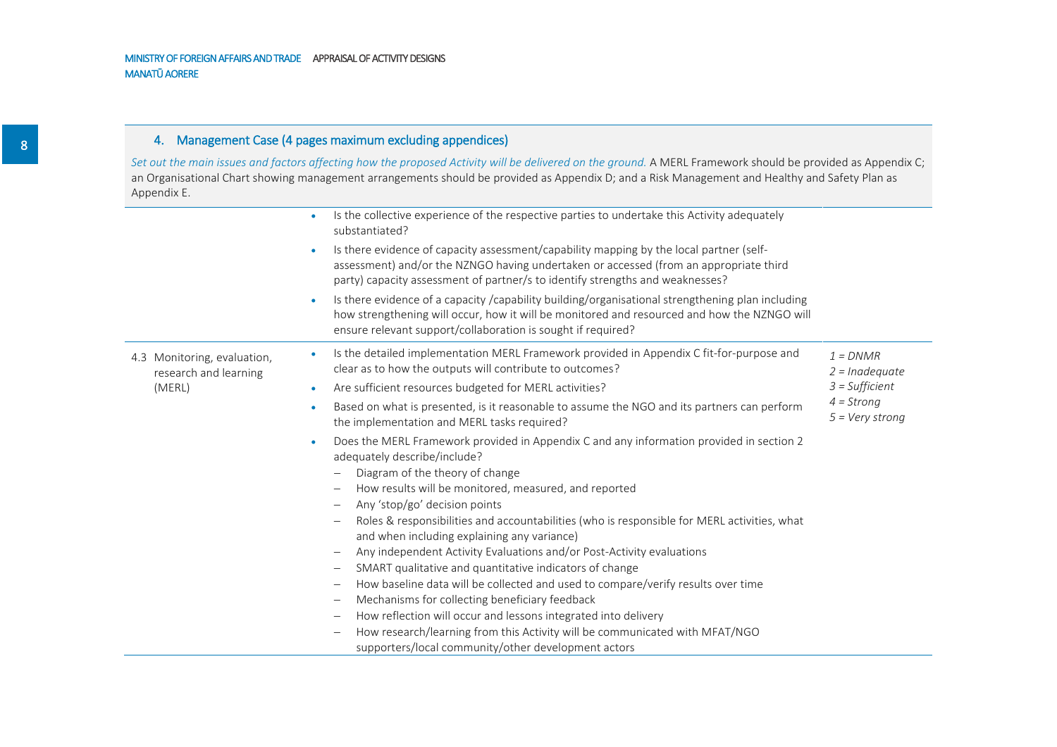## 4. Management Case (4 pages maximum excluding appendices)

*Set out the main issues and factors affecting how the proposed Activity will be delivered on the ground.* A MERL Framework should be provided as Appendix C; an Organisational Chart showing management arrangements should be provided as Appendix D; and a Risk Management and Healthy and Safety Plan as Appendix E.

| | | |
|---|---|---|
| | • Is the collective experience of the respective parties to undertake this Activity adequately substantiated?<br>• Is there evidence of capacity assessment/capability mapping by the local partner (self-assessment) and/or the NZNGO having undertaken or accessed (from an appropriate third party) capacity assessment of partner/s to identify strengths and weaknesses?<br>• Is there evidence of a capacity /capability building/organisational strengthening plan including how strengthening will occur, how it will be monitored and resourced and how the NZNGO will ensure relevant support/collaboration is sought if required? | |
| 4.3 Monitoring, evaluation, research and learning (MERL) | • Is the detailed implementation MERL Framework provided in Appendix C fit-for-purpose and clear as to how the outputs will contribute to outcomes?<br>• Are sufficient resources budgeted for MERL activities?<br>• Based on what is presented, is it reasonable to assume the NGO and its partners can perform the implementation and MERL tasks required?<br>• Does the MERL Framework provided in Appendix C and any information provided in section 2 adequately describe/include?<br>– Diagram of the theory of change<br>– How results will be monitored, measured, and reported<br>– Any 'stop/go' decision points<br>– Roles & responsibilities and accountabilities (who is responsible for MERL activities, what and when including explaining any variance)<br>– Any independent Activity Evaluations and/or Post-Activity evaluations<br>– SMART qualitative and quantitative indicators of change<br>– How baseline data will be collected and used to compare/verify results over time<br>– Mechanisms for collecting beneficiary feedback<br>– How reflection will occur and lessons integrated into delivery<br>– How research/learning from this Activity will be communicated with MFAT/NGO supporters/local community/other development actors | *1 = DNMR*<br>*2 = Inadequate*<br>*3 = Sufficient*<br>*4 = Strong*<br>*5 = Very strong* |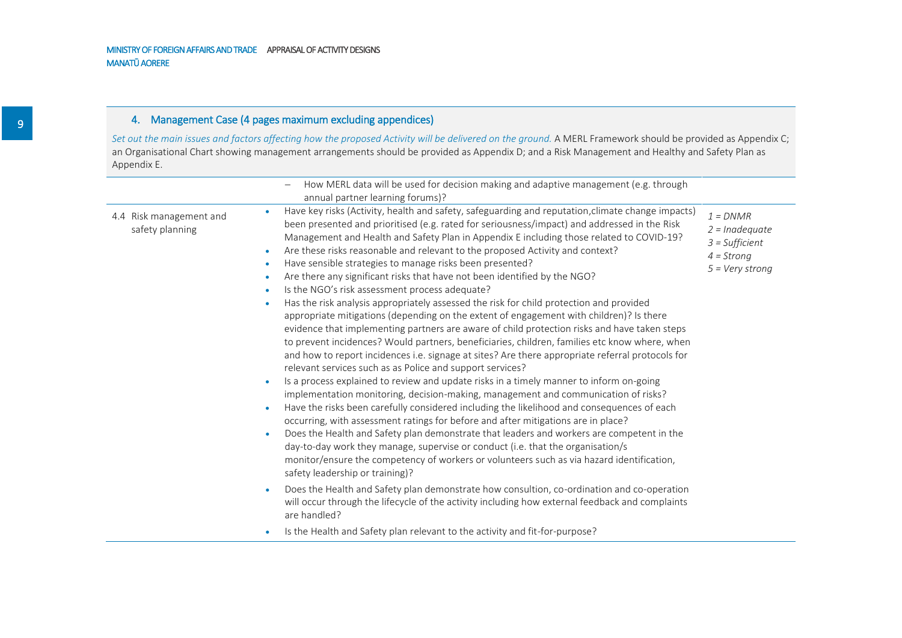## 4. Management Case (4 pages maximum excluding appendices)

*Set out the main issues and factors affecting how the proposed Activity will be delivered on the ground.* A MERL Framework should be provided as Appendix C; an Organisational Chart showing management arrangements should be provided as Appendix D; and a Risk Management and Healthy and Safety Plan as Appendix E.

| | | |
|---|---|---|
| | – How MERL data will be used for decision making and adaptive management (e.g. through annual partner learning forums)? | |
| 4.4 Risk management and safety planning | • Have key risks (Activity, health and safety, safeguarding and reputation,climate change impacts) been presented and prioritised (e.g. rated for seriousness/impact) and addressed in the Risk Management and Health and Safety Plan in Appendix E including those related to COVID-19?<br>• Are these risks reasonable and relevant to the proposed Activity and context?<br>• Have sensible strategies to manage risks been presented?<br>• Are there any significant risks that have not been identified by the NGO?<br>• Is the NGO's risk assessment process adequate?<br>• Has the risk analysis appropriately assessed the risk for child protection and provided appropriate mitigations (depending on the extent of engagement with children)? Is there evidence that implementing partners are aware of child protection risks and have taken steps to prevent incidences? Would partners, beneficiaries, children, families etc know where, when and how to report incidences i.e. signage at sites? Are there appropriate referral protocols for relevant services such as as Police and support services?<br>• Is a process explained to review and update risks in a timely manner to inform on-going implementation monitoring, decision-making, management and communication of risks?<br>• Have the risks been carefully considered including the likelihood and consequences of each occurring, with assessment ratings for before and after mitigations are in place?<br>• Does the Health and Safety plan demonstrate that leaders and workers are competent in the day-to-day work they manage, supervise or conduct (i.e. that the organisation/s monitor/ensure the competency of workers or volunteers such as via hazard identification, safety leadership or training)?<br>• Does the Health and Safety plan demonstrate how consultation, co-ordination and co-operation will occur through the lifecycle of the activity including how external feedback and complaints are handled?<br>• Is the Health and Safety plan relevant to the activity and fit-for-purpose? | *1 = DNMR*<br>*2 = Inadequate*<br>*3 = Sufficient*<br>*4 = Strong*<br>*5 = Very strong* |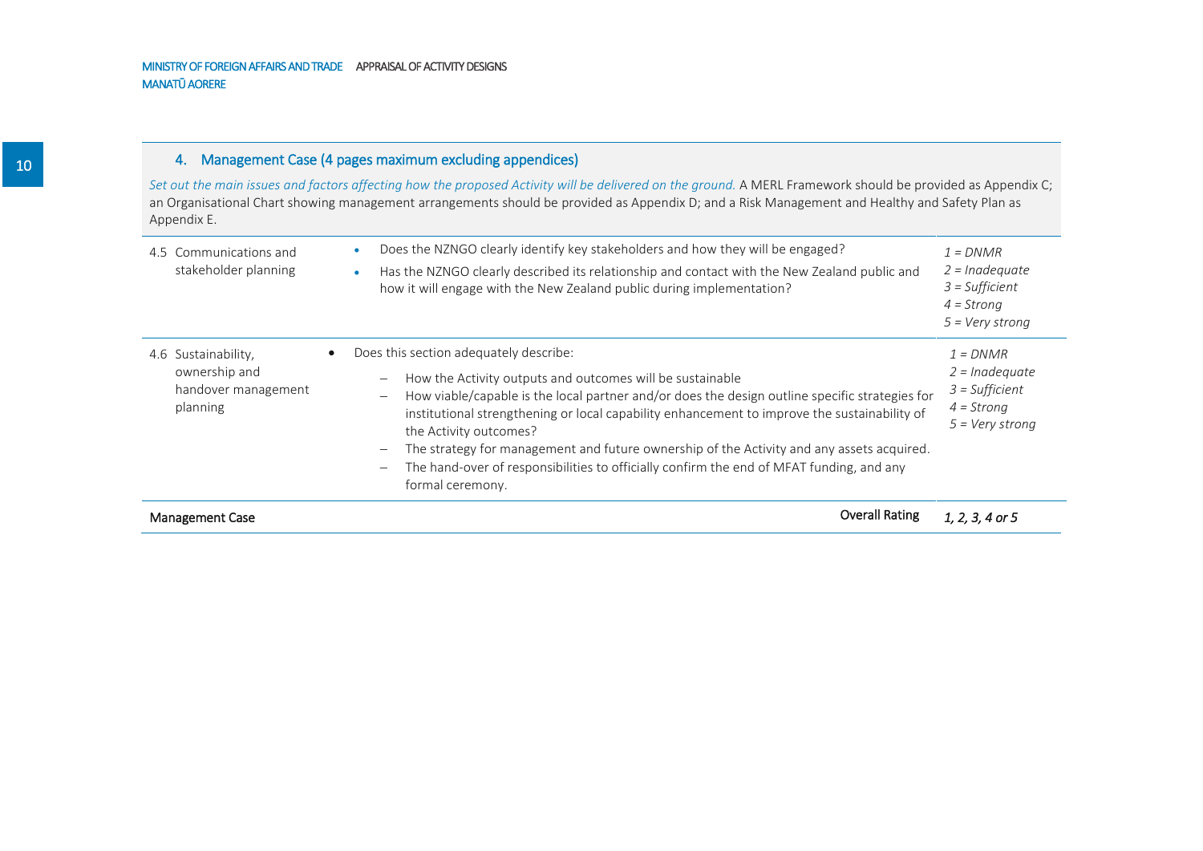## 4. Management Case (4 pages maximum excluding appendices)

*Set out the main issues and factors affecting how the proposed Activity will be delivered on the ground.* A MERL Framework should be provided as Appendix C; an Organisational Chart showing management arrangements should be provided as Appendix D; and a Risk Management and Healthy and Safety Plan as Appendix E.

| | | |
|---|---|---|
| 4.5 Communications and stakeholder planning | • Does the NZNGO clearly identify key stakeholders and how they will be engaged?<br>• Has the NZNGO clearly described its relationship and contact with the New Zealand public and how it will engage with the New Zealand public during implementation? | *1 = DNMR*<br>*2 = Inadequate*<br>*3 = Sufficient*<br>*4 = Strong*<br>*5 = Very strong* |
| 4.6 Sustainability, ownership and handover management planning | • Does this section adequately describe:<br>– How the Activity outputs and outcomes will be sustainable<br>– How viable/capable is the local partner and/or does the design outline specific strategies for institutional strengthening or local capability enhancement to improve the sustainability of the Activity outcomes?<br>– The strategy for management and future ownership of the Activity and any assets acquired.<br>– The hand-over of responsibilities to officially confirm the end of MFAT funding, and any formal ceremony. | *1 = DNMR*<br>*2 = Inadequate*<br>*3 = Sufficient*<br>*4 = Strong*<br>*5 = Very strong* |
| Management Case | Overall Rating | *1, 2, 3, 4 or 5* |